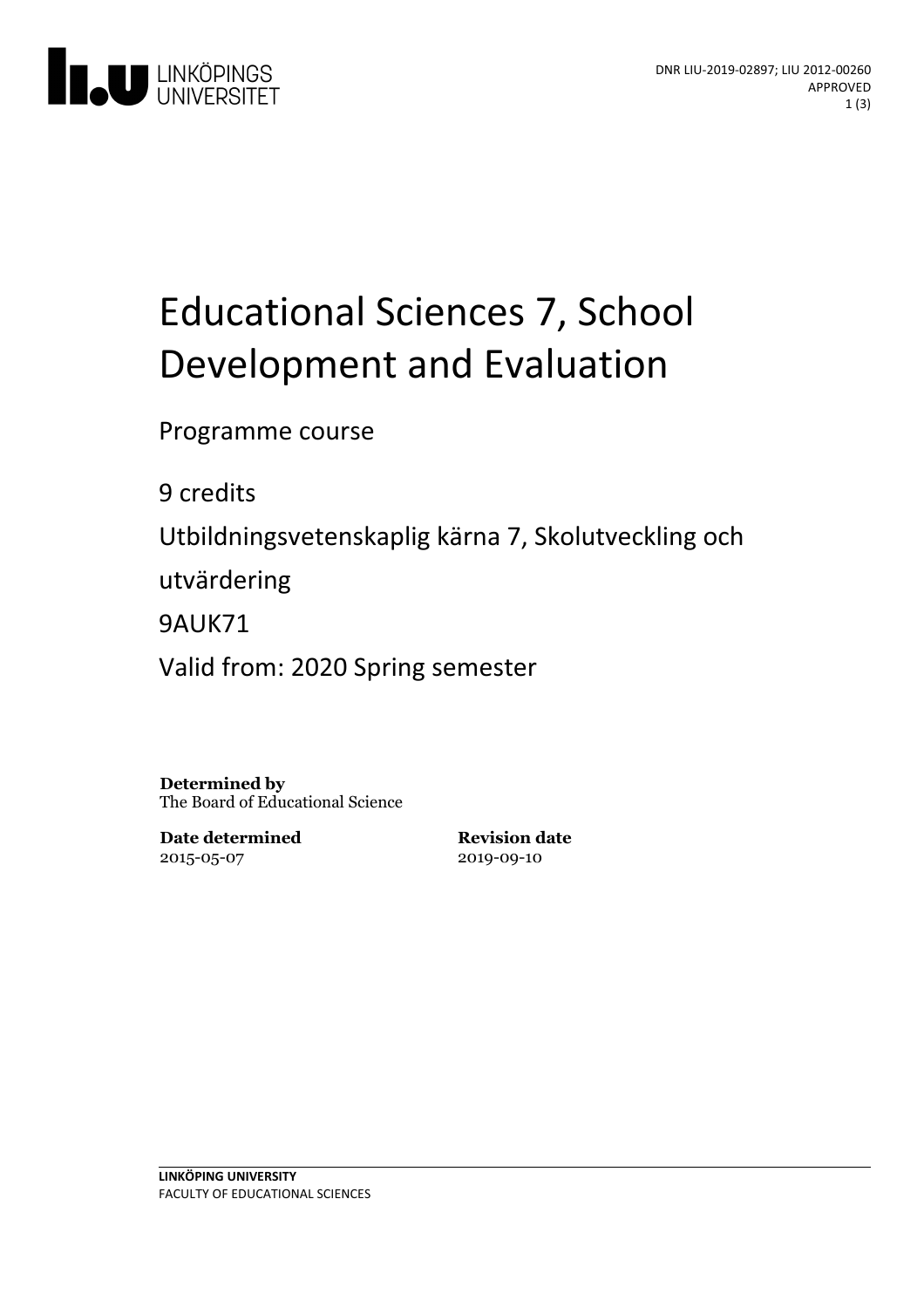DNR LIU-2019-02897; LIU 2012-00260
APPROVED

# Educational Sciences 7, School Development and Evaluation

Programme course

9 credits

Utbildningsvetenskaplig kärna 7, Skolutveckling och utvärdering

9AUK71

Valid from: 2020 Spring semester

**Determined by**
The Board of Educational Science

**Date determined**
2015-05-07

**Revision date**
2019-09-10

**LINKÖPING UNIVERSITY**
FACULTY OF EDUCATIONAL SCIENCES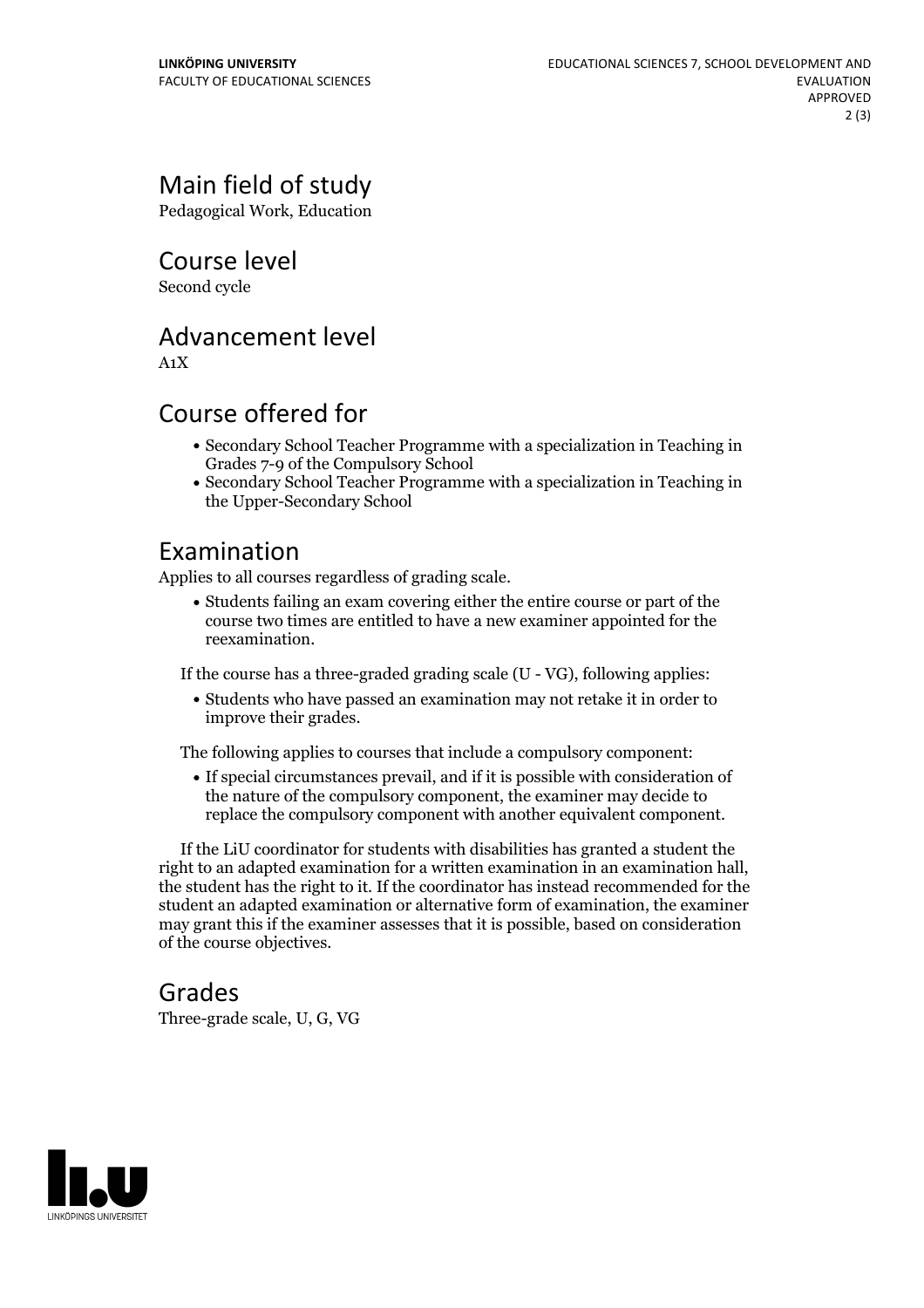## Main field of study

Pedagogical Work, Education

## Course level

Second cycle

## Advancement level

A1X

## Course offered for

- Secondary School Teacher Programme with a specialization in Teaching in Grades 7-9 of the Compulsory School
- Secondary School Teacher Programme with a specialization in Teaching in the Upper-Secondary School

## Examination

Applies to all courses regardless of grading scale.

- Students failing an exam covering either the entire course or part of the course two times are entitled to have a new examiner appointed for the reexamination.

If the course has a three-graded grading scale (U - VG), following applies:

- Students who have passed an examination may not retake it in order to improve their grades.

The following applies to courses that include a compulsory component:

- If special circumstances prevail, and if it is possible with consideration of the nature of the compulsory component, the examiner may decide to replace the compulsory component with another equivalent component.

If the LiU coordinator for students with disabilities has granted a student the right to an adapted examination for a written examination in an examination hall, the student has the right to it. If the coordinator has instead recommended for the student an adapted examination or alternative form of examination, the examiner may grant this if the examiner assesses that it is possible, based on consideration of the course objectives.

## Grades

Three-grade scale, U, G, VG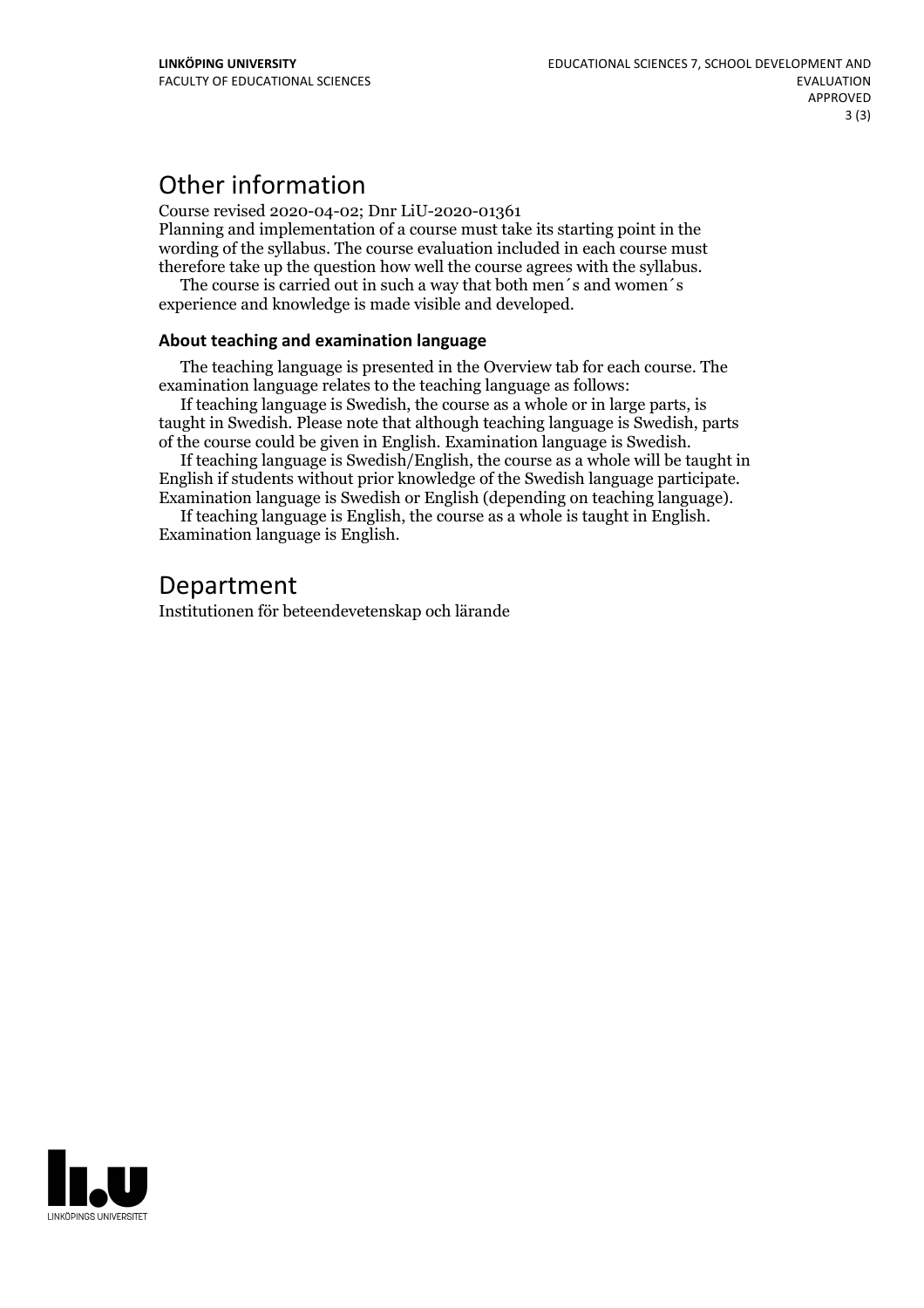# Other information

Course revised 2020-04-02; Dnr LiU-2020-01361

Planning and implementation of a course must take its starting point in the wording of the syllabus. The course evaluation included in each course must therefore take up the question how well the course agrees with the syllabus.

The course is carried out in such a way that both men´s and women´s experience and knowledge is made visible and developed.

### About teaching and examination language

The teaching language is presented in the Overview tab for each course. The examination language relates to the teaching language as follows:

If teaching language is Swedish, the course as a whole or in large parts, is taught in Swedish. Please note that although teaching language is Swedish, parts of the course could be given in English. Examination language is Swedish.

If teaching language is Swedish/English, the course as a whole will be taught in English if students without prior knowledge of the Swedish language participate. Examination language is Swedish or English (depending on teaching language).

If teaching language is English, the course as a whole is taught in English. Examination language is English.

# Department

Institutionen för beteendevetenskap och lärande